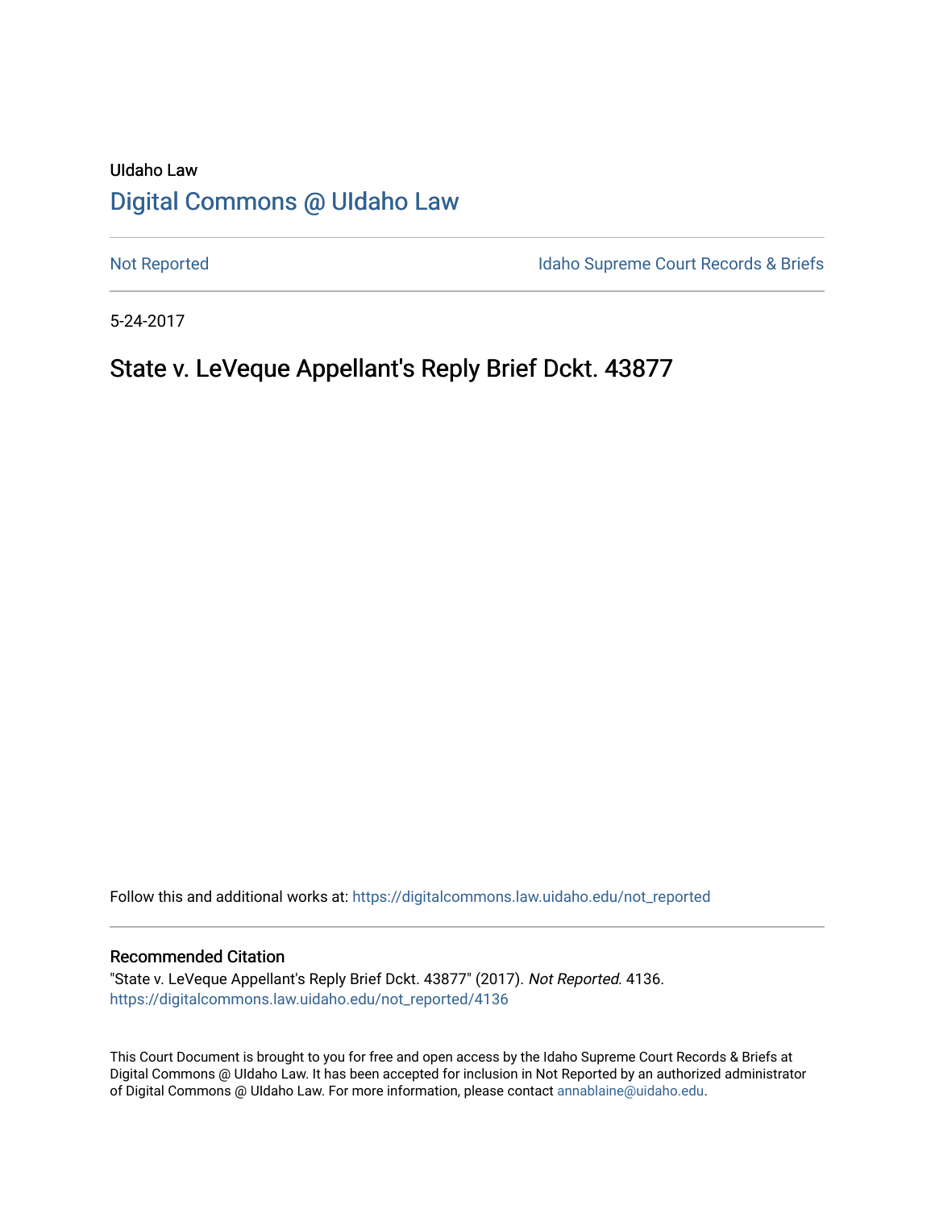UIdaho Law

# Digital Commons @ UIdaho Law

Not Reported

Idaho Supreme Court Records & Briefs

5-24-2017

## State v. LeVeque Appellant's Reply Brief Dckt. 43877

Follow this and additional works at: https://digitalcommons.law.uidaho.edu/not_reported

### Recommended Citation

"State v. LeVeque Appellant's Reply Brief Dckt. 43877" (2017). *Not Reported*. 4136.
https://digitalcommons.law.uidaho.edu/not_reported/4136

This Court Document is brought to you for free and open access by the Idaho Supreme Court Records & Briefs at Digital Commons @ UIdaho Law. It has been accepted for inclusion in Not Reported by an authorized administrator of Digital Commons @ UIdaho Law. For more information, please contact annablaine@uidaho.edu.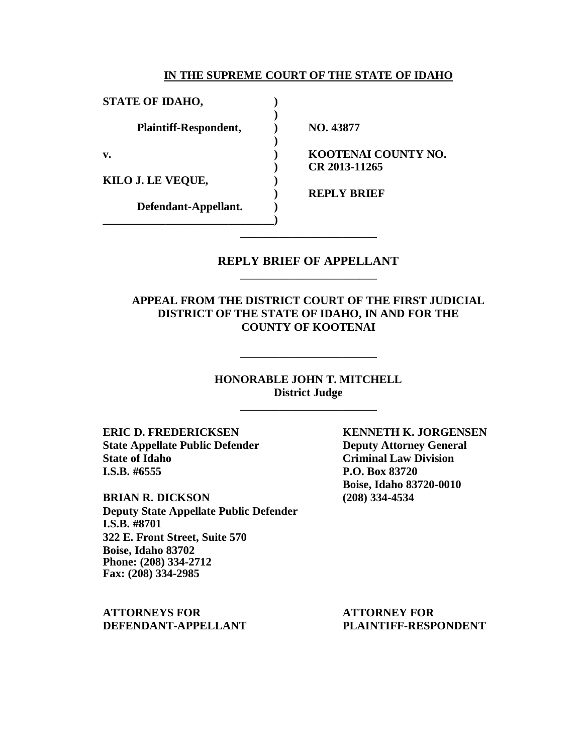**IN THE SUPREME COURT OF THE STATE OF IDAHO**

| | | |
|---|---|---|
| **STATE OF IDAHO,** | **)** | |
| | **)** | |
| **Plaintiff-Respondent,** | **)** | **NO. 43877** |
| | **)** | |
| **v.** | **)** | **KOOTENAI COUNTY NO.** |
| | **)** | **CR 2013-11265** |
| **KILO J. LE VEQUE,** | **)** | |
| | **)** | **REPLY BRIEF** |
| **Defendant-Appellant.** | **)** | |
| | **)** | |

---

## REPLY BRIEF OF APPELLANT

---

### APPEAL FROM THE DISTRICT COURT OF THE FIRST JUDICIAL DISTRICT OF THE STATE OF IDAHO, IN AND FOR THE COUNTY OF KOOTENAI

---

**HONORABLE JOHN T. MITCHELL**
**District Judge**

---

**ERIC D. FREDERICKSEN**
**State Appellate Public Defender**
**State of Idaho**
**I.S.B. #6555**

**BRIAN R. DICKSON**
**Deputy State Appellate Public Defender**
**I.S.B. #8701**
**322 E. Front Street, Suite 570**
**Boise, Idaho 83702**
**Phone: (208) 334-2712**
**Fax: (208) 334-2985**

**ATTORNEYS FOR**
**DEFENDANT-APPELLANT**

**KENNETH K. JORGENSEN**
**Deputy Attorney General**
**Criminal Law Division**
**P.O. Box 83720**
**Boise, Idaho 83720-0010**
**(208) 334-4534**

**ATTORNEY FOR**
**PLAINTIFF-RESPONDENT**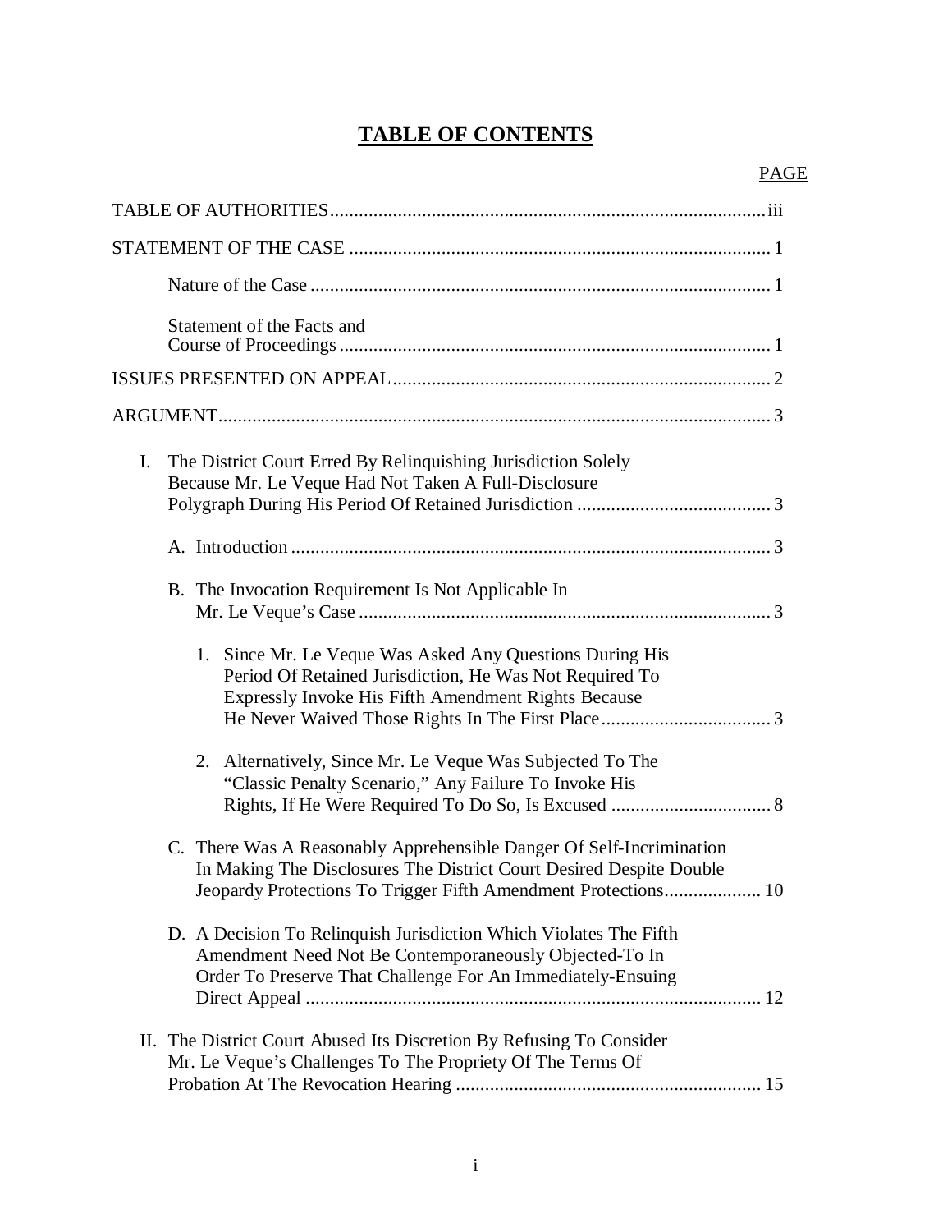# TABLE OF CONTENTS

PAGE

TABLE OF AUTHORITIES ..................................................... iii

STATEMENT OF THE CASE ..................................................... 1

Nature of the Case ..................................................... 1

Statement of the Facts and Course of Proceedings ..................................................... 1

ISSUES PRESENTED ON APPEAL ..................................................... 2

ARGUMENT ..................................................... 3

I. The District Court Erred By Relinquishing Jurisdiction Solely Because Mr. Le Veque Had Not Taken A Full-Disclosure Polygraph During His Period Of Retained Jurisdiction ..................................................... 3

   A. Introduction ..................................................... 3

   B. The Invocation Requirement Is Not Applicable In Mr. Le Veque's Case ..................................................... 3

      1. Since Mr. Le Veque Was Asked Any Questions During His Period Of Retained Jurisdiction, He Was Not Required To Expressly Invoke His Fifth Amendment Rights Because He Never Waived Those Rights In The First Place ..................................................... 3

      2. Alternatively, Since Mr. Le Veque Was Subjected To The "Classic Penalty Scenario," Any Failure To Invoke His Rights, If He Were Required To Do So, Is Excused ..................................................... 8

   C. There Was A Reasonably Apprehensible Danger Of Self-Incrimination In Making The Disclosures The District Court Desired Despite Double Jeopardy Protections To Trigger Fifth Amendment Protections ..................................................... 10

   D. A Decision To Relinquish Jurisdiction Which Violates The Fifth Amendment Need Not Be Contemporaneously Objected-To In Order To Preserve That Challenge For An Immediately-Ensuing Direct Appeal ..................................................... 12

II. The District Court Abused Its Discretion By Refusing To Consider Mr. Le Veque's Challenges To The Propriety Of The Terms Of Probation At The Revocation Hearing ..................................................... 15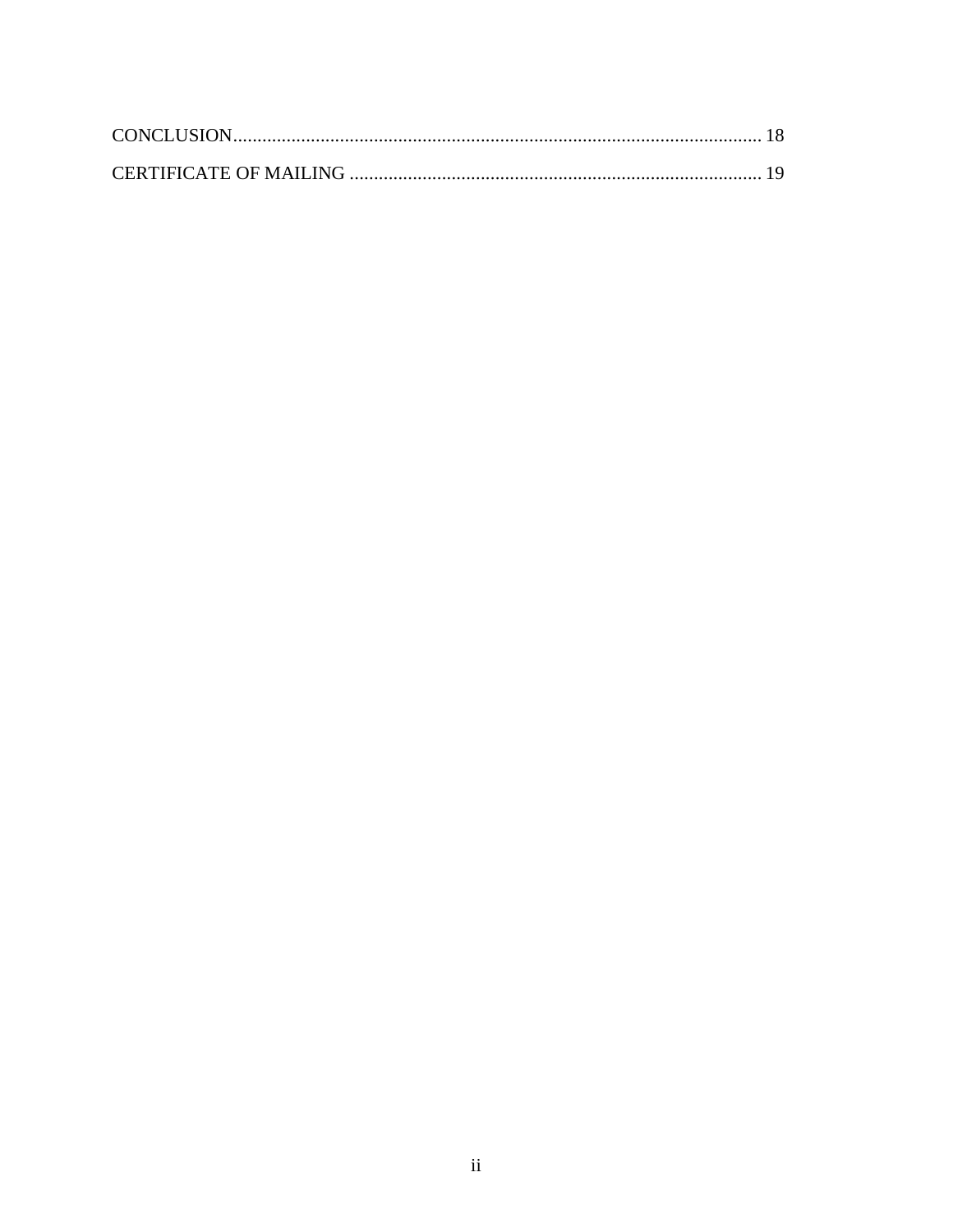CONCLUSION............................................................................................................ 18

CERTIFICATE OF MAILING ..................................................................................... 19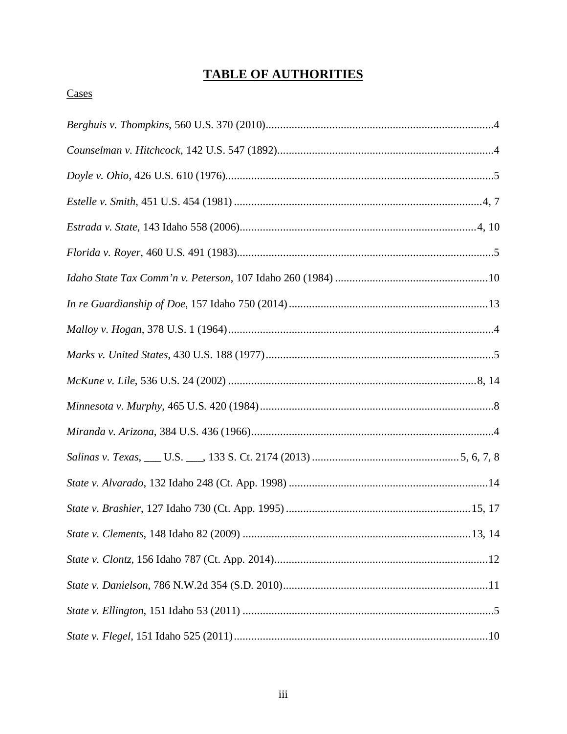# TABLE OF AUTHORITIES

Cases

*Berghuis v. Thompkins*, 560 U.S. 370 (2010)...............................................................................4

*Counselman v. Hitchcock*, 142 U.S. 547 (1892)...........................................................................4

*Doyle v. Ohio*, 426 U.S. 610 (1976)...............................................................................................5

*Estelle v. Smith*, 451 U.S. 454 (1981) .......................................................................................4, 7

*Estrada v. State*, 143 Idaho 558 (2006)...................................................................................4, 10

*Florida v. Royer*, 460 U.S. 491 (1983)...........................................................................................5

*Idaho State Tax Comm'n v. Peterson*, 107 Idaho 260 (1984) .....................................................10

*In re Guardianship of Doe*, 157 Idaho 750 (2014).....................................................................13

*Malloy v. Hogan*, 378 U.S. 1 (1964)...............................................................................................4

*Marks v. United States*, 430 U.S. 188 (1977)..................................................................................5

*McKune v. Lile*, 536 U.S. 24 (2002) .........................................................................................8, 14

*Minnesota v. Murphy*, 465 U.S. 420 (1984)...................................................................................8

*Miranda v. Arizona*, 384 U.S. 436 (1966).......................................................................................4

*Salinas v. Texas*, ___ U.S. ___, 133 S. Ct. 2174 (2013) ..............................................5, 6, 7, 8

*State v. Alvarado*, 132 Idaho 248 (Ct. App. 1998) .....................................................................14

*State v. Brashier*, 127 Idaho 730 (Ct. App. 1995) ................................................................15, 17

*State v. Clements*, 148 Idaho 82 (2009) ...............................................................................13, 14

*State v. Clontz*, 156 Idaho 787 (Ct. App. 2014)...........................................................................12

*State v. Danielson*, 786 N.W.2d 354 (S.D. 2010).......................................................................11

*State v. Ellington*, 151 Idaho 53 (2011) .........................................................................................5

*State v. Flegel*, 151 Idaho 525 (2011)..........................................................................................10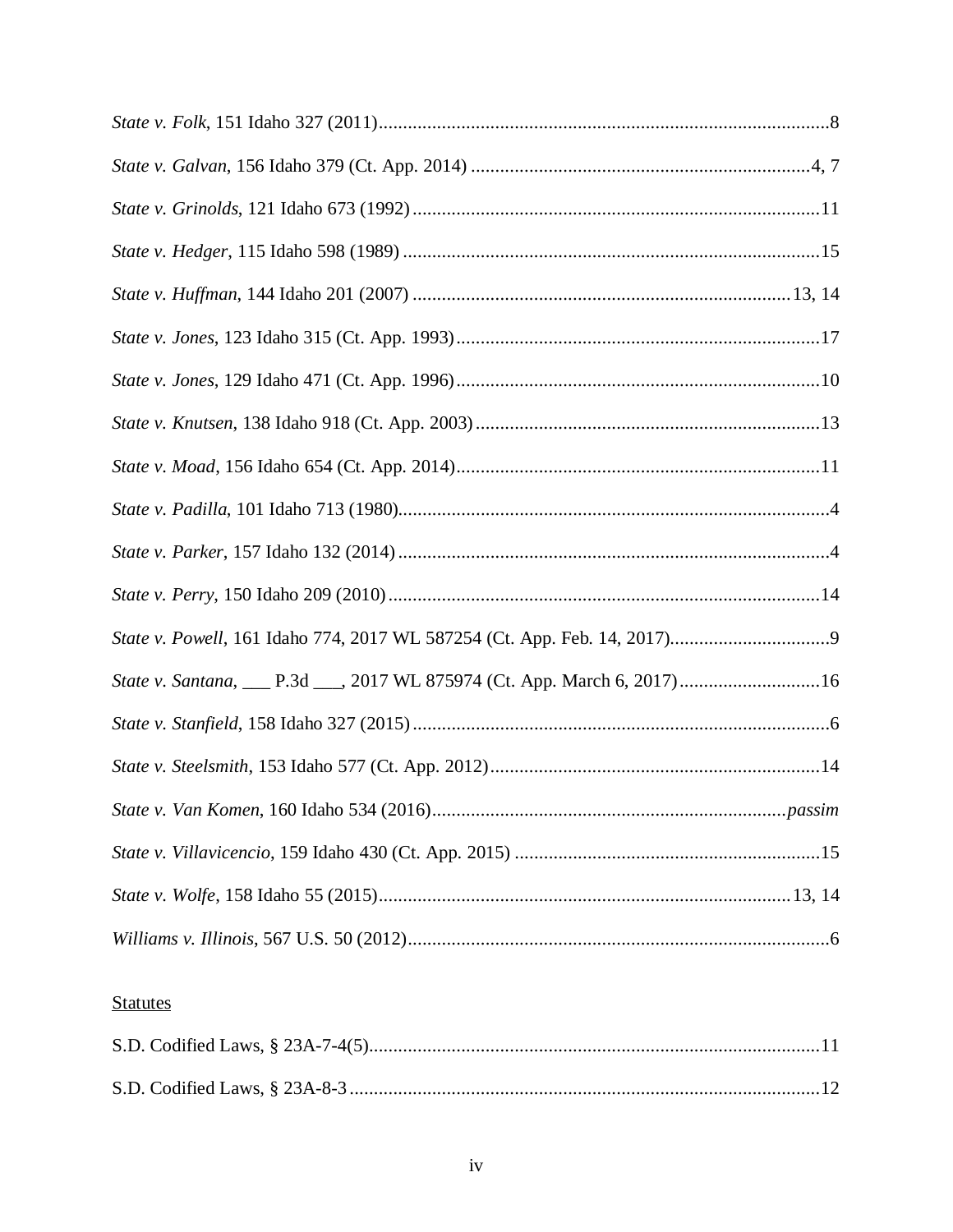*State v. Folk*, 151 Idaho 327 (2011) ........................................ 8

*State v. Galvan*, 156 Idaho 379 (Ct. App. 2014) ........................................ 4, 7

*State v. Grinolds*, 121 Idaho 673 (1992) ........................................ 11

*State v. Hedger*, 115 Idaho 598 (1989) ........................................ 15

*State v. Huffman*, 144 Idaho 201 (2007) ........................................ 13, 14

*State v. Jones*, 123 Idaho 315 (Ct. App. 1993) ........................................ 17

*State v. Jones*, 129 Idaho 471 (Ct. App. 1996) ........................................ 10

*State v. Knutsen*, 138 Idaho 918 (Ct. App. 2003) ........................................ 13

*State v. Moad*, 156 Idaho 654 (Ct. App. 2014) ........................................ 11

*State v. Padilla*, 101 Idaho 713 (1980) ........................................ 4

*State v. Parker*, 157 Idaho 132 (2014) ........................................ 4

*State v. Perry*, 150 Idaho 209 (2010) ........................................ 14

*State v. Powell*, 161 Idaho 774, 2017 WL 587254 (Ct. App. Feb. 14, 2017) ........................................ 9

*State v. Santana*, ___ P.3d ___, 2017 WL 875974 (Ct. App. March 6, 2017) ........................................ 16

*State v. Stanfield*, 158 Idaho 327 (2015) ........................................ 6

*State v. Steelsmith*, 153 Idaho 577 (Ct. App. 2012) ........................................ 14

*State v. Van Komen*, 160 Idaho 534 (2016) ........................................ *passim*

*State v. Villavicencio*, 159 Idaho 430 (Ct. App. 2015) ........................................ 15

*State v. Wolfe*, 158 Idaho 55 (2015) ........................................ 13, 14

*Williams v. Illinois*, 567 U.S. 50 (2012) ........................................ 6

Statutes

S.D. Codified Laws, § 23A-7-4(5) ........................................ 11

S.D. Codified Laws, § 23A-8-3 ........................................ 12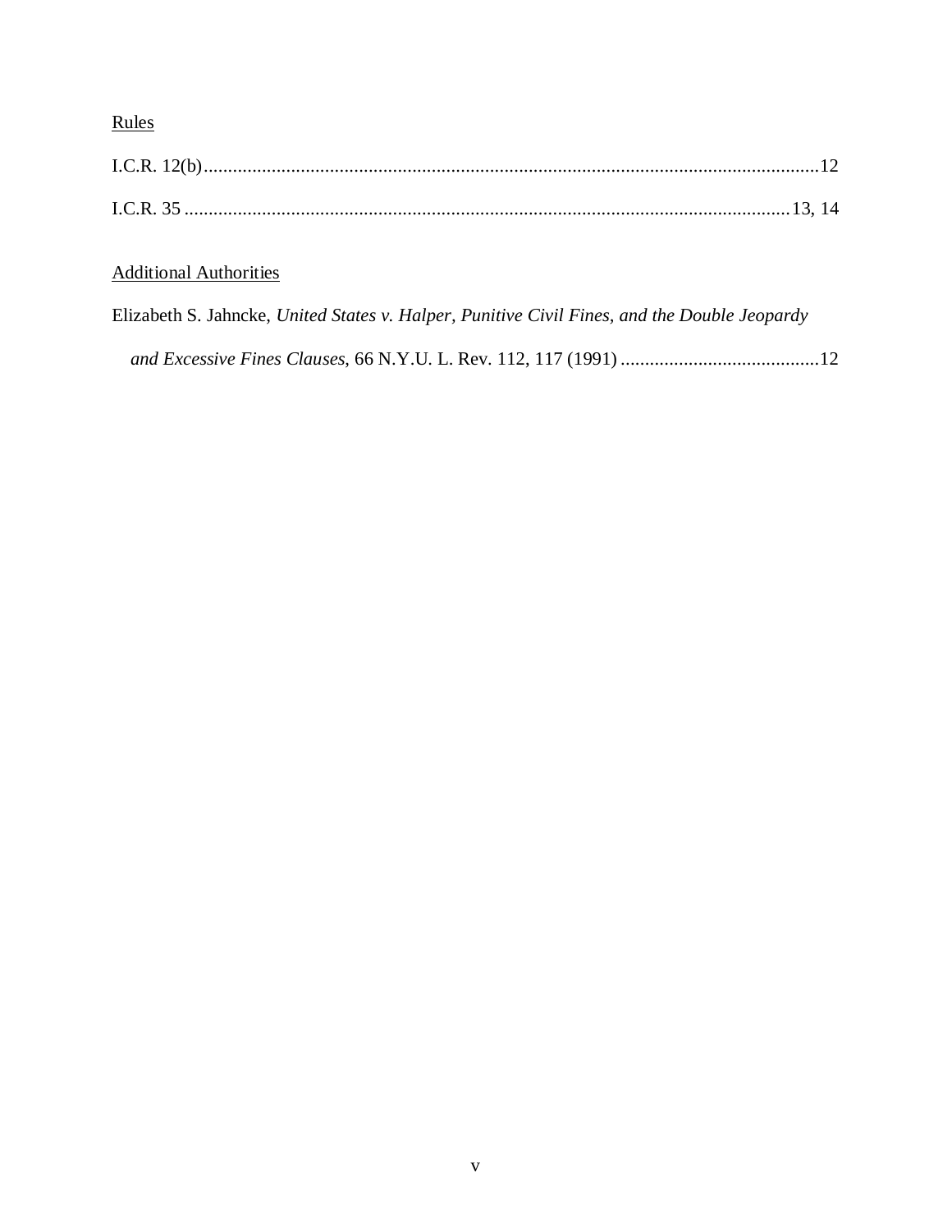Rules

I.C.R. 12(b) ................................................................................................................................12

I.C.R. 35 ............................................................................................................................13, 14

Additional Authorities

Elizabeth S. Jahncke, *United States v. Halper, Punitive Civil Fines, and the Double Jeopardy and Excessive Fines Clauses*, 66 N.Y.U. L. Rev. 112, 117 (1991) ..........................................12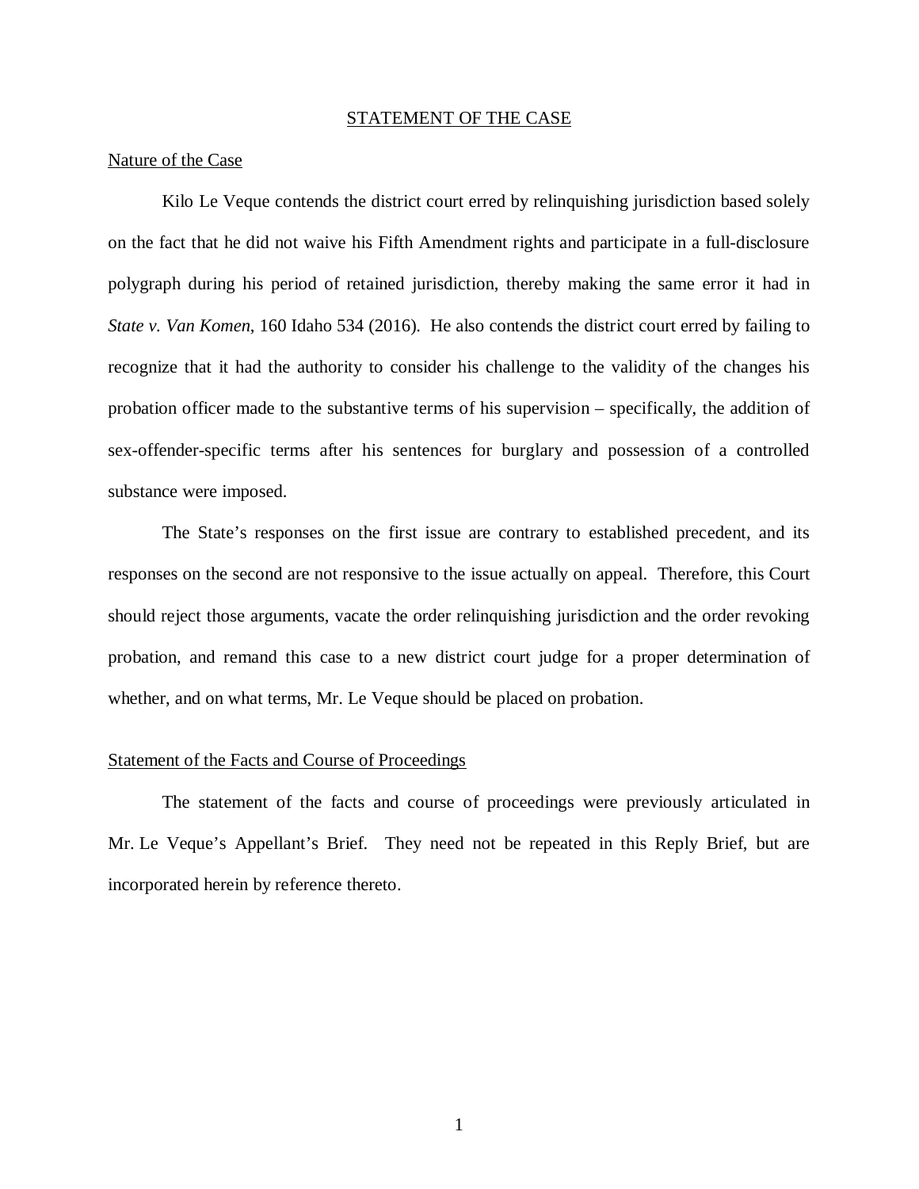## STATEMENT OF THE CASE

### Nature of the Case

Kilo Le Veque contends the district court erred by relinquishing jurisdiction based solely on the fact that he did not waive his Fifth Amendment rights and participate in a full-disclosure polygraph during his period of retained jurisdiction, thereby making the same error it had in *State v. Van Komen*, 160 Idaho 534 (2016). He also contends the district court erred by failing to recognize that it had the authority to consider his challenge to the validity of the changes his probation officer made to the substantive terms of his supervision – specifically, the addition of sex-offender-specific terms after his sentences for burglary and possession of a controlled substance were imposed.

The State's responses on the first issue are contrary to established precedent, and its responses on the second are not responsive to the issue actually on appeal. Therefore, this Court should reject those arguments, vacate the order relinquishing jurisdiction and the order revoking probation, and remand this case to a new district court judge for a proper determination of whether, and on what terms, Mr. Le Veque should be placed on probation.

### Statement of the Facts and Course of Proceedings

The statement of the facts and course of proceedings were previously articulated in Mr. Le Veque's Appellant's Brief. They need not be repeated in this Reply Brief, but are incorporated herein by reference thereto.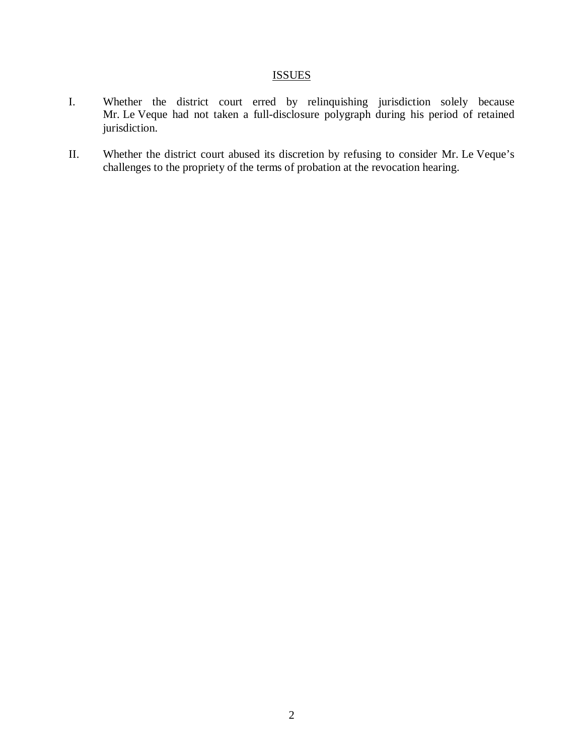## ISSUES

I. Whether the district court erred by relinquishing jurisdiction solely because Mr. Le Veque had not taken a full-disclosure polygraph during his period of retained jurisdiction.

II. Whether the district court abused its discretion by refusing to consider Mr. Le Veque's challenges to the propriety of the terms of probation at the revocation hearing.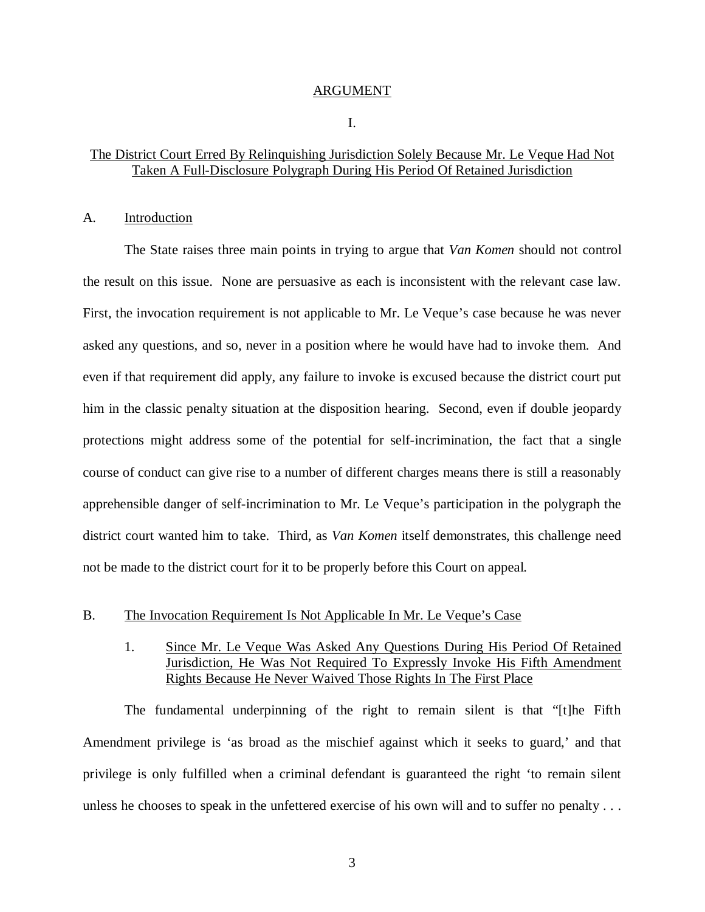## ARGUMENT

### I.

### The District Court Erred By Relinquishing Jurisdiction Solely Because Mr. Le Veque Had Not Taken A Full-Disclosure Polygraph During His Period Of Retained Jurisdiction

#### A. Introduction

The State raises three main points in trying to argue that *Van Komen* should not control the result on this issue. None are persuasive as each is inconsistent with the relevant case law. First, the invocation requirement is not applicable to Mr. Le Veque's case because he was never asked any questions, and so, never in a position where he would have had to invoke them. And even if that requirement did apply, any failure to invoke is excused because the district court put him in the classic penalty situation at the disposition hearing. Second, even if double jeopardy protections might address some of the potential for self-incrimination, the fact that a single course of conduct can give rise to a number of different charges means there is still a reasonably apprehensible danger of self-incrimination to Mr. Le Veque's participation in the polygraph the district court wanted him to take. Third, as *Van Komen* itself demonstrates, this challenge need not be made to the district court for it to be properly before this Court on appeal.

#### B. The Invocation Requirement Is Not Applicable In Mr. Le Veque's Case

##### 1. Since Mr. Le Veque Was Asked Any Questions During His Period Of Retained Jurisdiction, He Was Not Required To Expressly Invoke His Fifth Amendment Rights Because He Never Waived Those Rights In The First Place

The fundamental underpinning of the right to remain silent is that "[t]he Fifth Amendment privilege is 'as broad as the mischief against which it seeks to guard,' and that privilege is only fulfilled when a criminal defendant is guaranteed the right 'to remain silent unless he chooses to speak in the unfettered exercise of his own will and to suffer no penalty . . .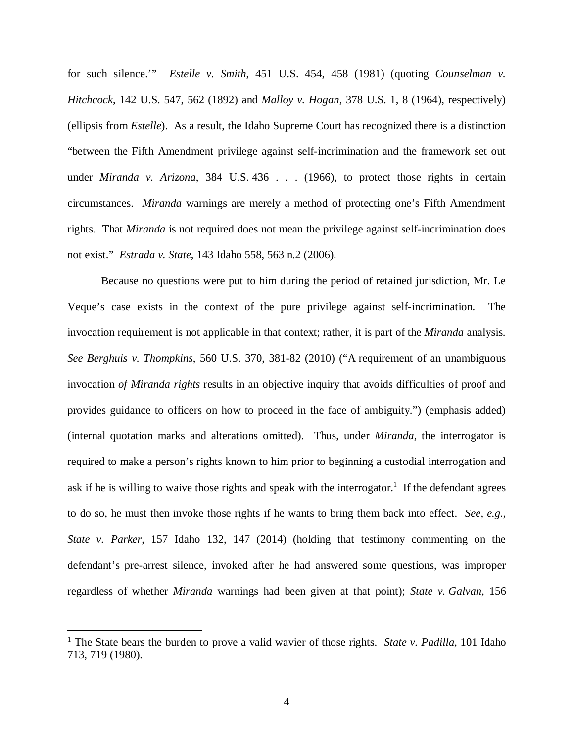for such silence.'" *Estelle v. Smith*, 451 U.S. 454, 458 (1981) (quoting *Counselman v. Hitchcock*, 142 U.S. 547, 562 (1892) and *Malloy v. Hogan*, 378 U.S. 1, 8 (1964), respectively) (ellipsis from *Estelle*). As a result, the Idaho Supreme Court has recognized there is a distinction "between the Fifth Amendment privilege against self-incrimination and the framework set out under *Miranda v. Arizona*, 384 U.S. 436 . . . (1966), to protect those rights in certain circumstances. *Miranda* warnings are merely a method of protecting one's Fifth Amendment rights. That *Miranda* is not required does not mean the privilege against self-incrimination does not exist." *Estrada v. State*, 143 Idaho 558, 563 n.2 (2006).

Because no questions were put to him during the period of retained jurisdiction, Mr. Le Veque's case exists in the context of the pure privilege against self-incrimination. The invocation requirement is not applicable in that context; rather, it is part of the *Miranda* analysis. *See Berghuis v. Thompkins*, 560 U.S. 370, 381-82 (2010) ("A requirement of an unambiguous invocation *of Miranda rights* results in an objective inquiry that avoids difficulties of proof and provides guidance to officers on how to proceed in the face of ambiguity.") (emphasis added) (internal quotation marks and alterations omitted). Thus, under *Miranda*, the interrogator is required to make a person's rights known to him prior to beginning a custodial interrogation and ask if he is willing to waive those rights and speak with the interrogator.[1] If the defendant agrees to do so, he must then invoke those rights if he wants to bring them back into effect. *See, e.g.*, *State v. Parker*, 157 Idaho 132, 147 (2014) (holding that testimony commenting on the defendant's pre-arrest silence, invoked after he had answered some questions, was improper regardless of whether *Miranda* warnings had been given at that point); *State v. Galvan*, 156

[1] The State bears the burden to prove a valid wavier of those rights. *State v. Padilla*, 101 Idaho 713, 719 (1980).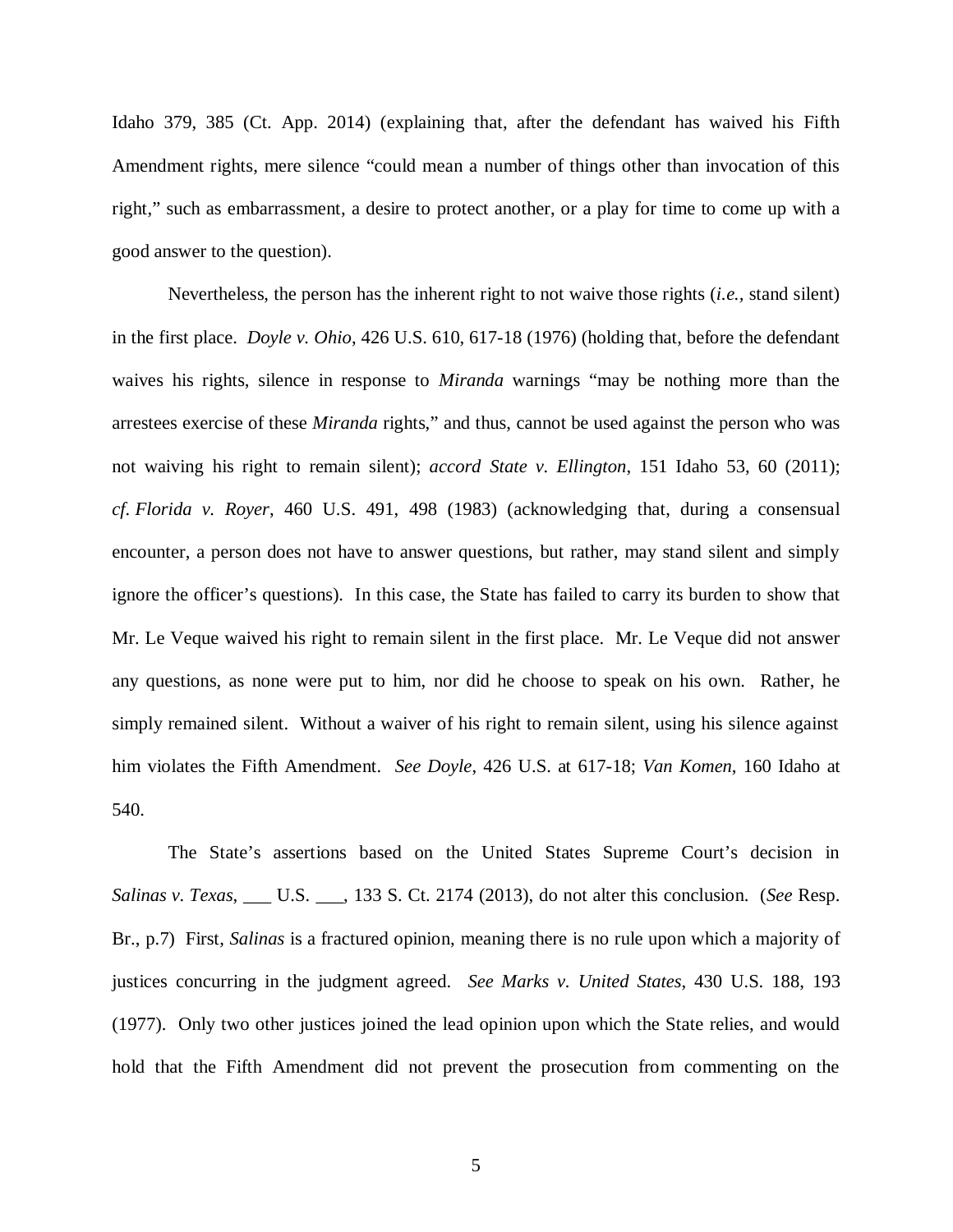Idaho 379, 385 (Ct. App. 2014) (explaining that, after the defendant has waived his Fifth Amendment rights, mere silence "could mean a number of things other than invocation of this right," such as embarrassment, a desire to protect another, or a play for time to come up with a good answer to the question).

Nevertheless, the person has the inherent right to not waive those rights (*i.e.*, stand silent) in the first place. *Doyle v. Ohio*, 426 U.S. 610, 617-18 (1976) (holding that, before the defendant waives his rights, silence in response to *Miranda* warnings "may be nothing more than the arrestees exercise of these *Miranda* rights," and thus, cannot be used against the person who was not waiving his right to remain silent); *accord State v. Ellington*, 151 Idaho 53, 60 (2011); *cf. Florida v. Royer*, 460 U.S. 491, 498 (1983) (acknowledging that, during a consensual encounter, a person does not have to answer questions, but rather, may stand silent and simply ignore the officer's questions). In this case, the State has failed to carry its burden to show that Mr. Le Veque waived his right to remain silent in the first place. Mr. Le Veque did not answer any questions, as none were put to him, nor did he choose to speak on his own. Rather, he simply remained silent. Without a waiver of his right to remain silent, using his silence against him violates the Fifth Amendment. *See Doyle*, 426 U.S. at 617-18; *Van Komen*, 160 Idaho at 540.

The State's assertions based on the United States Supreme Court's decision in *Salinas v. Texas*, ___ U.S. ___, 133 S. Ct. 2174 (2013), do not alter this conclusion. (*See* Resp. Br., p.7) First, *Salinas* is a fractured opinion, meaning there is no rule upon which a majority of justices concurring in the judgment agreed. *See Marks v. United States*, 430 U.S. 188, 193 (1977). Only two other justices joined the lead opinion upon which the State relies, and would hold that the Fifth Amendment did not prevent the prosecution from commenting on the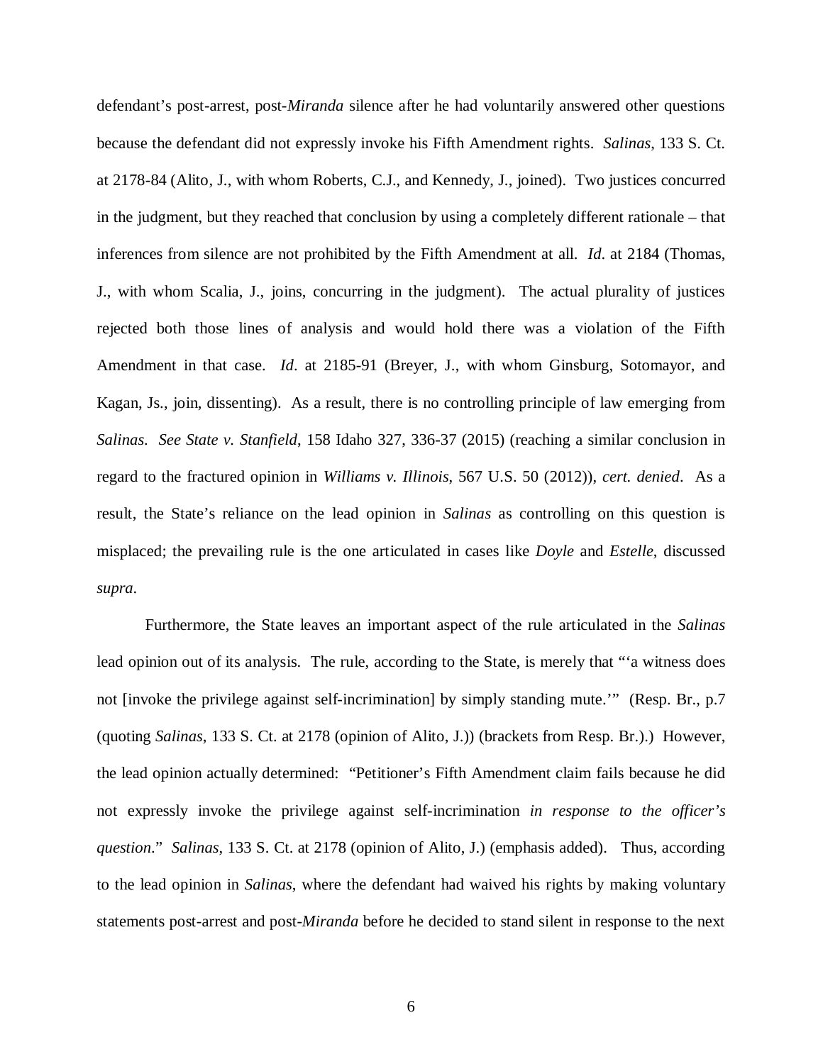defendant's post-arrest, post-*Miranda* silence after he had voluntarily answered other questions because the defendant did not expressly invoke his Fifth Amendment rights. *Salinas*, 133 S. Ct. at 2178-84 (Alito, J., with whom Roberts, C.J., and Kennedy, J., joined). Two justices concurred in the judgment, but they reached that conclusion by using a completely different rationale – that inferences from silence are not prohibited by the Fifth Amendment at all. *Id*. at 2184 (Thomas, J., with whom Scalia, J., joins, concurring in the judgment). The actual plurality of justices rejected both those lines of analysis and would hold there was a violation of the Fifth Amendment in that case. *Id*. at 2185-91 (Breyer, J., with whom Ginsburg, Sotomayor, and Kagan, Js., join, dissenting). As a result, there is no controlling principle of law emerging from *Salinas*. *See State v. Stanfield*, 158 Idaho 327, 336-37 (2015) (reaching a similar conclusion in regard to the fractured opinion in *Williams v. Illinois*, 567 U.S. 50 (2012)), *cert. denied*. As a result, the State's reliance on the lead opinion in *Salinas* as controlling on this question is misplaced; the prevailing rule is the one articulated in cases like *Doyle* and *Estelle*, discussed *supra*.

Furthermore, the State leaves an important aspect of the rule articulated in the *Salinas* lead opinion out of its analysis. The rule, according to the State, is merely that "'a witness does not [invoke the privilege against self-incrimination] by simply standing mute.'" (Resp. Br., p.7 (quoting *Salinas*, 133 S. Ct. at 2178 (opinion of Alito, J.)) (brackets from Resp. Br.).) However, the lead opinion actually determined: "Petitioner's Fifth Amendment claim fails because he did not expressly invoke the privilege against self-incrimination *in response to the officer's question*." *Salinas*, 133 S. Ct. at 2178 (opinion of Alito, J.) (emphasis added). Thus, according to the lead opinion in *Salinas*, where the defendant had waived his rights by making voluntary statements post-arrest and post-*Miranda* before he decided to stand silent in response to the next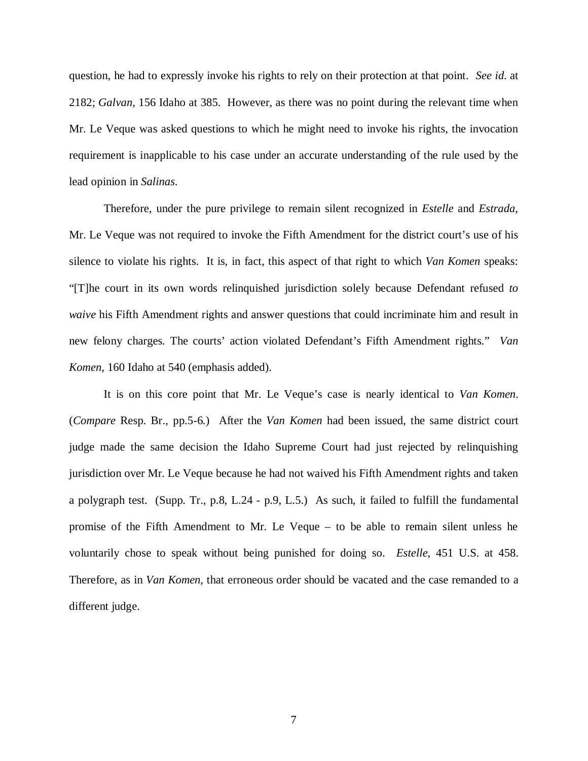question, he had to expressly invoke his rights to rely on their protection at that point. *See id.* at 2182; *Galvan*, 156 Idaho at 385. However, as there was no point during the relevant time when Mr. Le Veque was asked questions to which he might need to invoke his rights, the invocation requirement is inapplicable to his case under an accurate understanding of the rule used by the lead opinion in *Salinas*.

Therefore, under the pure privilege to remain silent recognized in *Estelle* and *Estrada*, Mr. Le Veque was not required to invoke the Fifth Amendment for the district court's use of his silence to violate his rights. It is, in fact, this aspect of that right to which *Van Komen* speaks: "[T]he court in its own words relinquished jurisdiction solely because Defendant refused *to waive* his Fifth Amendment rights and answer questions that could incriminate him and result in new felony charges. The courts' action violated Defendant's Fifth Amendment rights." *Van Komen*, 160 Idaho at 540 (emphasis added).

It is on this core point that Mr. Le Veque's case is nearly identical to *Van Komen*. (*Compare* Resp. Br., pp.5-6.) After the *Van Komen* had been issued, the same district court judge made the same decision the Idaho Supreme Court had just rejected by relinquishing jurisdiction over Mr. Le Veque because he had not waived his Fifth Amendment rights and taken a polygraph test. (Supp. Tr., p.8, L.24 - p.9, L.5.) As such, it failed to fulfill the fundamental promise of the Fifth Amendment to Mr. Le Veque – to be able to remain silent unless he voluntarily chose to speak without being punished for doing so. *Estelle*, 451 U.S. at 458. Therefore, as in *Van Komen*, that erroneous order should be vacated and the case remanded to a different judge.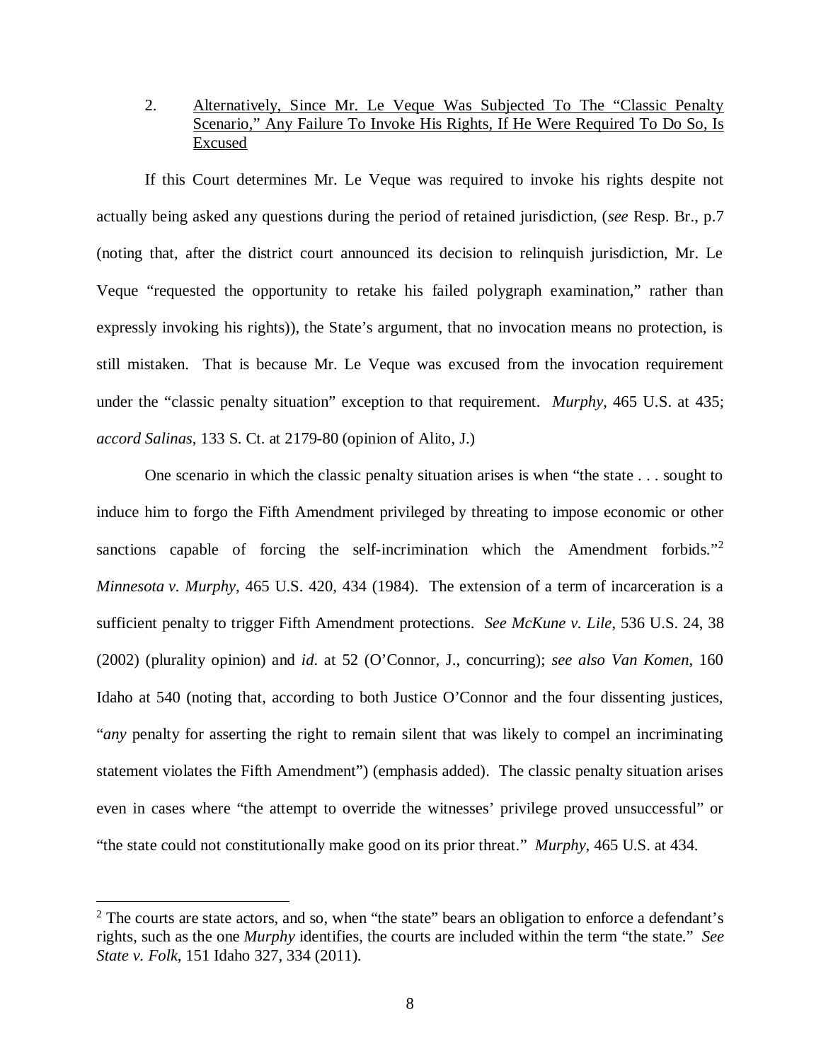2. <u>Alternatively, Since Mr. Le Veque Was Subjected To The "Classic Penalty Scenario," Any Failure To Invoke His Rights, If He Were Required To Do So, Is Excused</u>

If this Court determines Mr. Le Veque was required to invoke his rights despite not actually being asked any questions during the period of retained jurisdiction, (*see* Resp. Br., p.7 (noting that, after the district court announced its decision to relinquish jurisdiction, Mr. Le Veque "requested the opportunity to retake his failed polygraph examination," rather than expressly invoking his rights)), the State's argument, that no invocation means no protection, is still mistaken. That is because Mr. Le Veque was excused from the invocation requirement under the "classic penalty situation" exception to that requirement. *Murphy*, 465 U.S. at 435; *accord Salinas*, 133 S. Ct. at 2179-80 (opinion of Alito, J.)

One scenario in which the classic penalty situation arises is when "the state . . . sought to induce him to forgo the Fifth Amendment privileged by threating to impose economic or other sanctions capable of forcing the self-incrimination which the Amendment forbids."[2] *Minnesota v. Murphy*, 465 U.S. 420, 434 (1984). The extension of a term of incarceration is a sufficient penalty to trigger Fifth Amendment protections. *See McKune v. Lile*, 536 U.S. 24, 38 (2002) (plurality opinion) and *id*. at 52 (O'Connor, J., concurring); *see also Van Komen*, 160 Idaho at 540 (noting that, according to both Justice O'Connor and the four dissenting justices, "*any* penalty for asserting the right to remain silent that was likely to compel an incriminating statement violates the Fifth Amendment") (emphasis added). The classic penalty situation arises even in cases where "the attempt to override the witnesses' privilege proved unsuccessful" or "the state could not constitutionally make good on its prior threat." *Murphy*, 465 U.S. at 434.

[2] The courts are state actors, and so, when "the state" bears an obligation to enforce a defendant's rights, such as the one *Murphy* identifies, the courts are included within the term "the state." *See State v. Folk*, 151 Idaho 327, 334 (2011).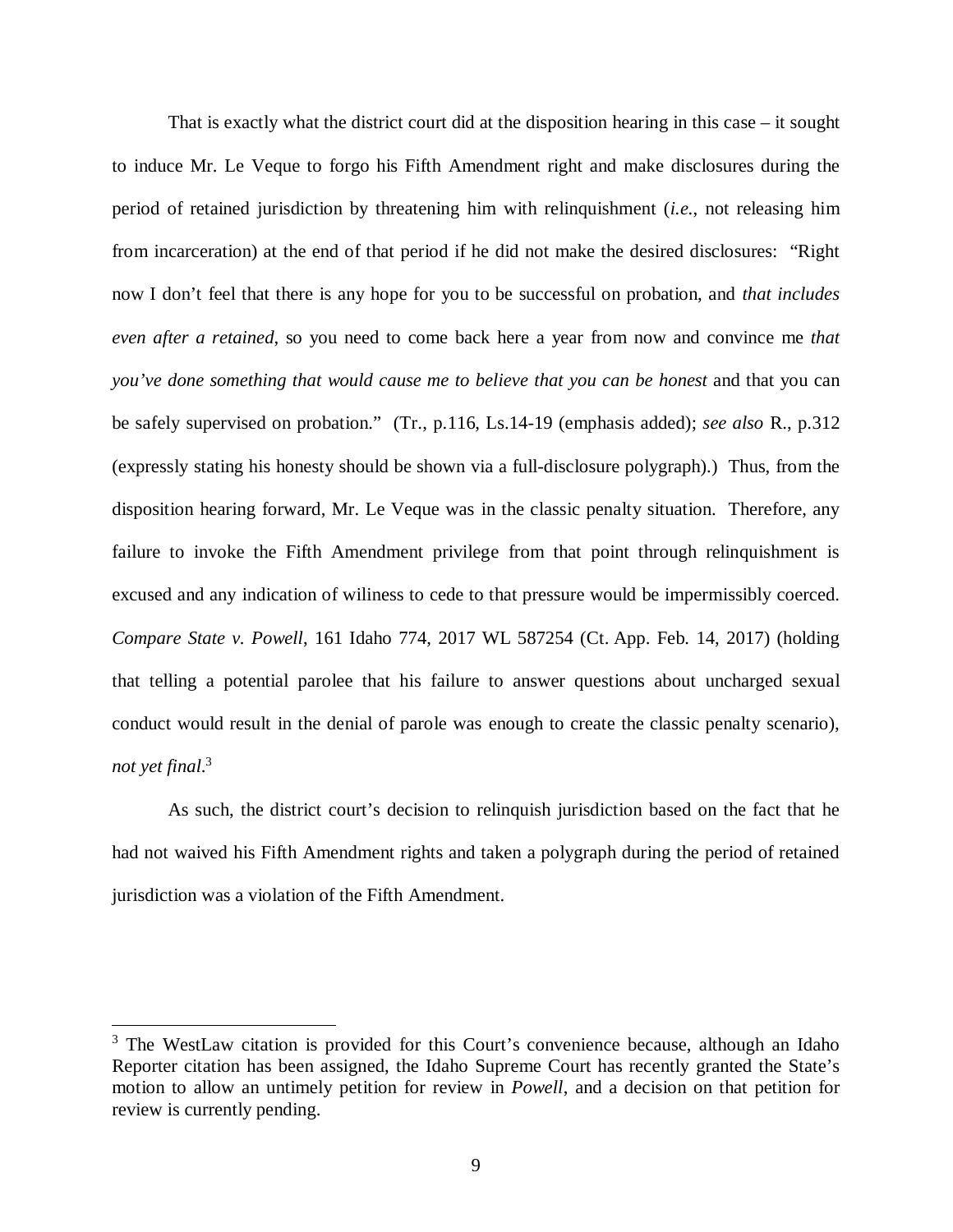That is exactly what the district court did at the disposition hearing in this case – it sought to induce Mr. Le Veque to forgo his Fifth Amendment right and make disclosures during the period of retained jurisdiction by threatening him with relinquishment (*i.e.*, not releasing him from incarceration) at the end of that period if he did not make the desired disclosures: "Right now I don't feel that there is any hope for you to be successful on probation, and *that includes even after a retained*, so you need to come back here a year from now and convince me *that you've done something that would cause me to believe that you can be honest* and that you can be safely supervised on probation." (Tr., p.116, Ls.14-19 (emphasis added); *see also* R., p.312 (expressly stating his honesty should be shown via a full-disclosure polygraph).) Thus, from the disposition hearing forward, Mr. Le Veque was in the classic penalty situation. Therefore, any failure to invoke the Fifth Amendment privilege from that point through relinquishment is excused and any indication of wiliness to cede to that pressure would be impermissibly coerced. *Compare State v. Powell*, 161 Idaho 774, 2017 WL 587254 (Ct. App. Feb. 14, 2017) (holding that telling a potential parolee that his failure to answer questions about uncharged sexual conduct would result in the denial of parole was enough to create the classic penalty scenario), *not yet final*.[3]

As such, the district court's decision to relinquish jurisdiction based on the fact that he had not waived his Fifth Amendment rights and taken a polygraph during the period of retained jurisdiction was a violation of the Fifth Amendment.

---

[3] The WestLaw citation is provided for this Court's convenience because, although an Idaho Reporter citation has been assigned, the Idaho Supreme Court has recently granted the State's motion to allow an untimely petition for review in *Powell*, and a decision on that petition for review is currently pending.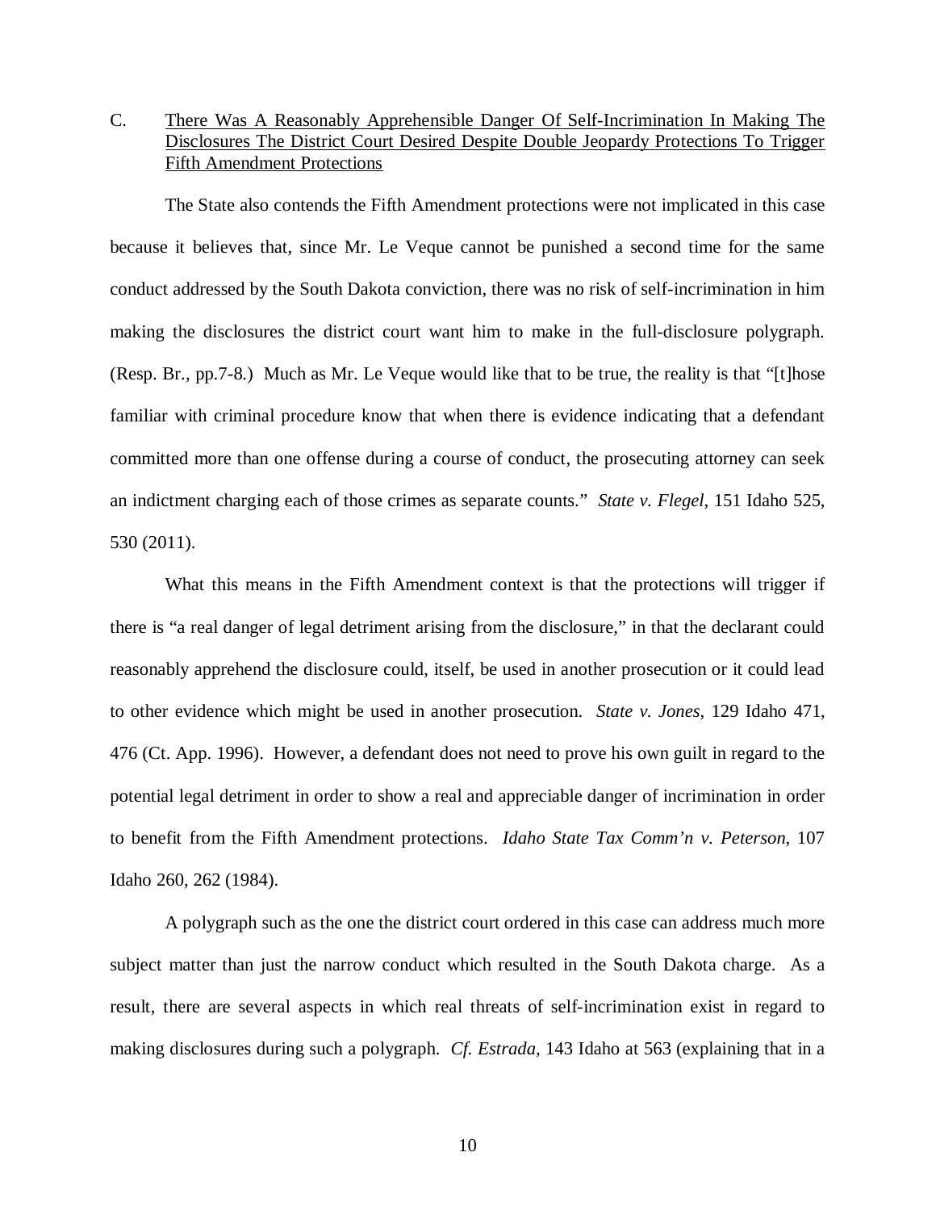C. There Was A Reasonably Apprehensible Danger Of Self-Incrimination In Making The Disclosures The District Court Desired Despite Double Jeopardy Protections To Trigger Fifth Amendment Protections

The State also contends the Fifth Amendment protections were not implicated in this case because it believes that, since Mr. Le Veque cannot be punished a second time for the same conduct addressed by the South Dakota conviction, there was no risk of self-incrimination in him making the disclosures the district court want him to make in the full-disclosure polygraph. (Resp. Br., pp.7-8.) Much as Mr. Le Veque would like that to be true, the reality is that "[t]hose familiar with criminal procedure know that when there is evidence indicating that a defendant committed more than one offense during a course of conduct, the prosecuting attorney can seek an indictment charging each of those crimes as separate counts." *State v. Flegel*, 151 Idaho 525, 530 (2011).

What this means in the Fifth Amendment context is that the protections will trigger if there is "a real danger of legal detriment arising from the disclosure," in that the declarant could reasonably apprehend the disclosure could, itself, be used in another prosecution or it could lead to other evidence which might be used in another prosecution. *State v. Jones*, 129 Idaho 471, 476 (Ct. App. 1996). However, a defendant does not need to prove his own guilt in regard to the potential legal detriment in order to show a real and appreciable danger of incrimination in order to benefit from the Fifth Amendment protections. *Idaho State Tax Comm'n v. Peterson*, 107 Idaho 260, 262 (1984).

A polygraph such as the one the district court ordered in this case can address much more subject matter than just the narrow conduct which resulted in the South Dakota charge. As a result, there are several aspects in which real threats of self-incrimination exist in regard to making disclosures during such a polygraph. *Cf. Estrada*, 143 Idaho at 563 (explaining that in a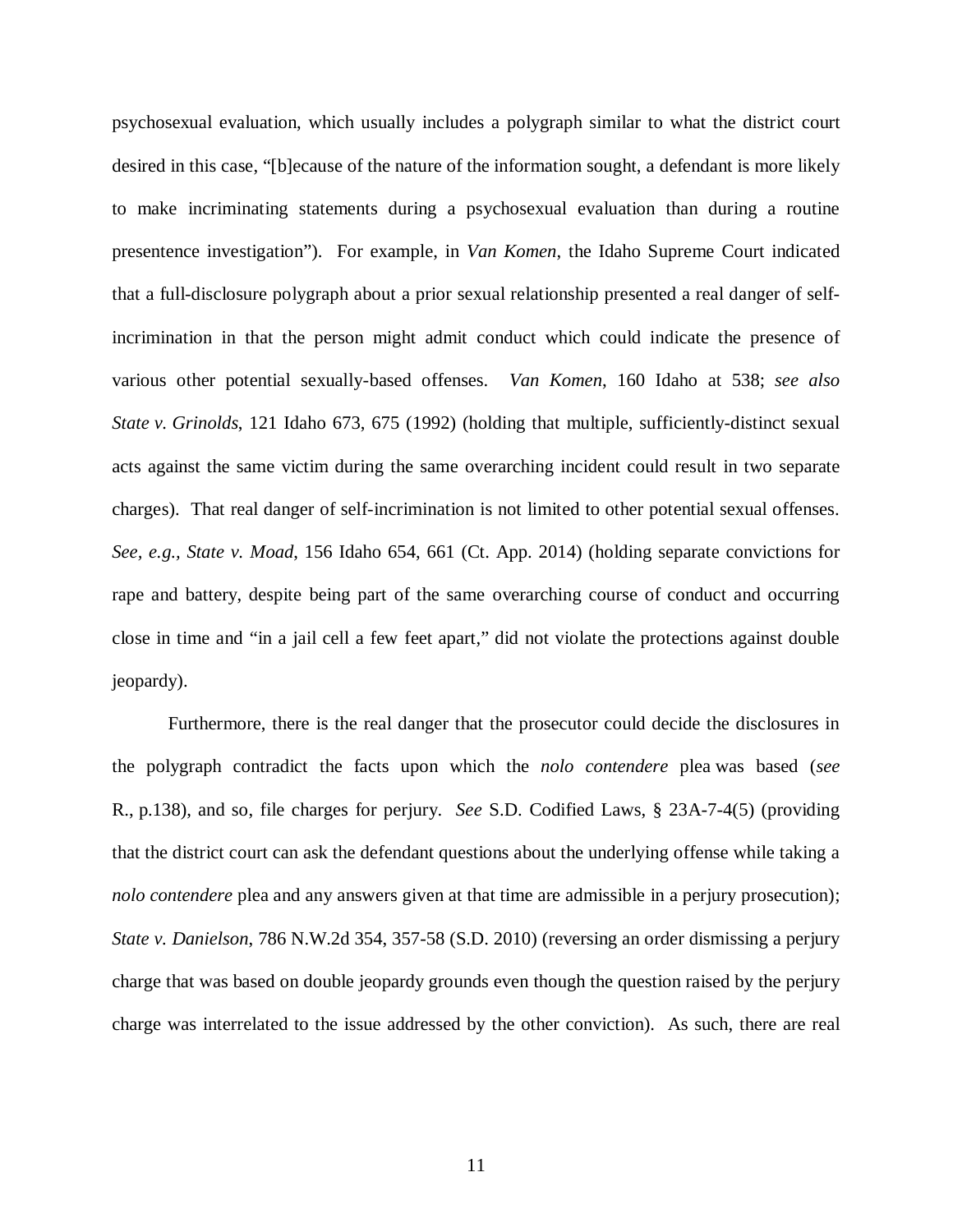psychosexual evaluation, which usually includes a polygraph similar to what the district court desired in this case, "[b]ecause of the nature of the information sought, a defendant is more likely to make incriminating statements during a psychosexual evaluation than during a routine presentence investigation"). For example, in *Van Komen*, the Idaho Supreme Court indicated that a full-disclosure polygraph about a prior sexual relationship presented a real danger of self-incrimination in that the person might admit conduct which could indicate the presence of various other potential sexually-based offenses. *Van Komen*, 160 Idaho at 538; *see also State v. Grinolds*, 121 Idaho 673, 675 (1992) (holding that multiple, sufficiently-distinct sexual acts against the same victim during the same overarching incident could result in two separate charges). That real danger of self-incrimination is not limited to other potential sexual offenses. *See, e.g.*, *State v. Moad*, 156 Idaho 654, 661 (Ct. App. 2014) (holding separate convictions for rape and battery, despite being part of the same overarching course of conduct and occurring close in time and "in a jail cell a few feet apart," did not violate the protections against double jeopardy).

Furthermore, there is the real danger that the prosecutor could decide the disclosures in the polygraph contradict the facts upon which the *nolo contendere* plea was based (*see* R., p.138), and so, file charges for perjury. *See* S.D. Codified Laws, § 23A-7-4(5) (providing that the district court can ask the defendant questions about the underlying offense while taking a *nolo contendere* plea and any answers given at that time are admissible in a perjury prosecution); *State v. Danielson*, 786 N.W.2d 354, 357-58 (S.D. 2010) (reversing an order dismissing a perjury charge that was based on double jeopardy grounds even though the question raised by the perjury charge was interrelated to the issue addressed by the other conviction). As such, there are real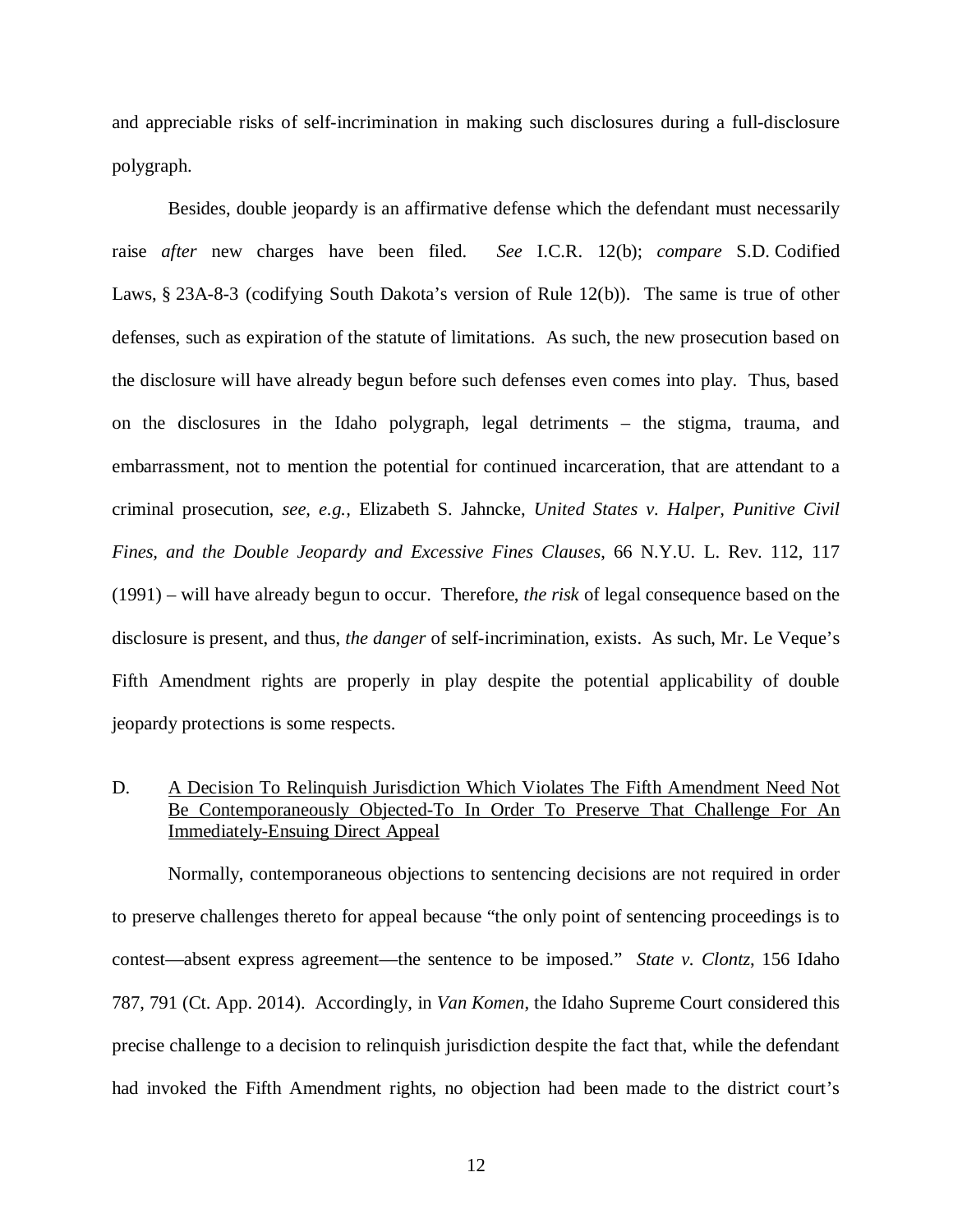and appreciable risks of self-incrimination in making such disclosures during a full-disclosure polygraph.

Besides, double jeopardy is an affirmative defense which the defendant must necessarily raise *after* new charges have been filed. *See* I.C.R. 12(b); *compare* S.D. Codified Laws, § 23A-8-3 (codifying South Dakota's version of Rule 12(b)). The same is true of other defenses, such as expiration of the statute of limitations. As such, the new prosecution based on the disclosure will have already begun before such defenses even comes into play. Thus, based on the disclosures in the Idaho polygraph, legal detriments – the stigma, trauma, and embarrassment, not to mention the potential for continued incarceration, that are attendant to a criminal prosecution, *see, e.g.,* Elizabeth S. Jahncke, *United States v. Halper, Punitive Civil Fines, and the Double Jeopardy and Excessive Fines Clauses*, 66 N.Y.U. L. Rev. 112, 117 (1991) – will have already begun to occur. Therefore, *the risk* of legal consequence based on the disclosure is present, and thus, *the danger* of self-incrimination, exists. As such, Mr. Le Veque's Fifth Amendment rights are properly in play despite the potential applicability of double jeopardy protections is some respects.

D. <u>A Decision To Relinquish Jurisdiction Which Violates The Fifth Amendment Need Not Be Contemporaneously Objected-To In Order To Preserve That Challenge For An Immediately-Ensuing Direct Appeal</u>

Normally, contemporaneous objections to sentencing decisions are not required in order to preserve challenges thereto for appeal because "the only point of sentencing proceedings is to contest—absent express agreement—the sentence to be imposed." *State v. Clontz*, 156 Idaho 787, 791 (Ct. App. 2014). Accordingly, in *Van Komen*, the Idaho Supreme Court considered this precise challenge to a decision to relinquish jurisdiction despite the fact that, while the defendant had invoked the Fifth Amendment rights, no objection had been made to the district court's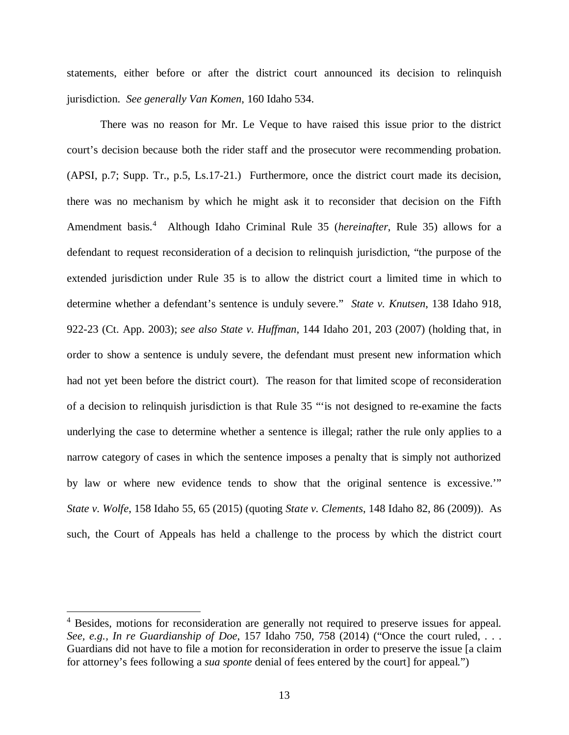statements, either before or after the district court announced its decision to relinquish jurisdiction. *See generally Van Komen*, 160 Idaho 534.

There was no reason for Mr. Le Veque to have raised this issue prior to the district court's decision because both the rider staff and the prosecutor were recommending probation. (APSI, p.7; Supp. Tr., p.5, Ls.17-21.) Furthermore, once the district court made its decision, there was no mechanism by which he might ask it to reconsider that decision on the Fifth Amendment basis.[4] Although Idaho Criminal Rule 35 (*hereinafter*, Rule 35) allows for a defendant to request reconsideration of a decision to relinquish jurisdiction, "the purpose of the extended jurisdiction under Rule 35 is to allow the district court a limited time in which to determine whether a defendant's sentence is unduly severe." *State v. Knutsen*, 138 Idaho 918, 922-23 (Ct. App. 2003); *see also State v. Huffman*, 144 Idaho 201, 203 (2007) (holding that, in order to show a sentence is unduly severe, the defendant must present new information which had not yet been before the district court). The reason for that limited scope of reconsideration of a decision to relinquish jurisdiction is that Rule 35 "'is not designed to re-examine the facts underlying the case to determine whether a sentence is illegal; rather the rule only applies to a narrow category of cases in which the sentence imposes a penalty that is simply not authorized by law or where new evidence tends to show that the original sentence is excessive.'" *State v. Wolfe*, 158 Idaho 55, 65 (2015) (quoting *State v. Clements*, 148 Idaho 82, 86 (2009)). As such, the Court of Appeals has held a challenge to the process by which the district court

---

[4] Besides, motions for reconsideration are generally not required to preserve issues for appeal. *See, e.g.*, *In re Guardianship of Doe*, 157 Idaho 750, 758 (2014) ("Once the court ruled, . . . Guardians did not have to file a motion for reconsideration in order to preserve the issue [a claim for attorney's fees following a *sua sponte* denial of fees entered by the court] for appeal.")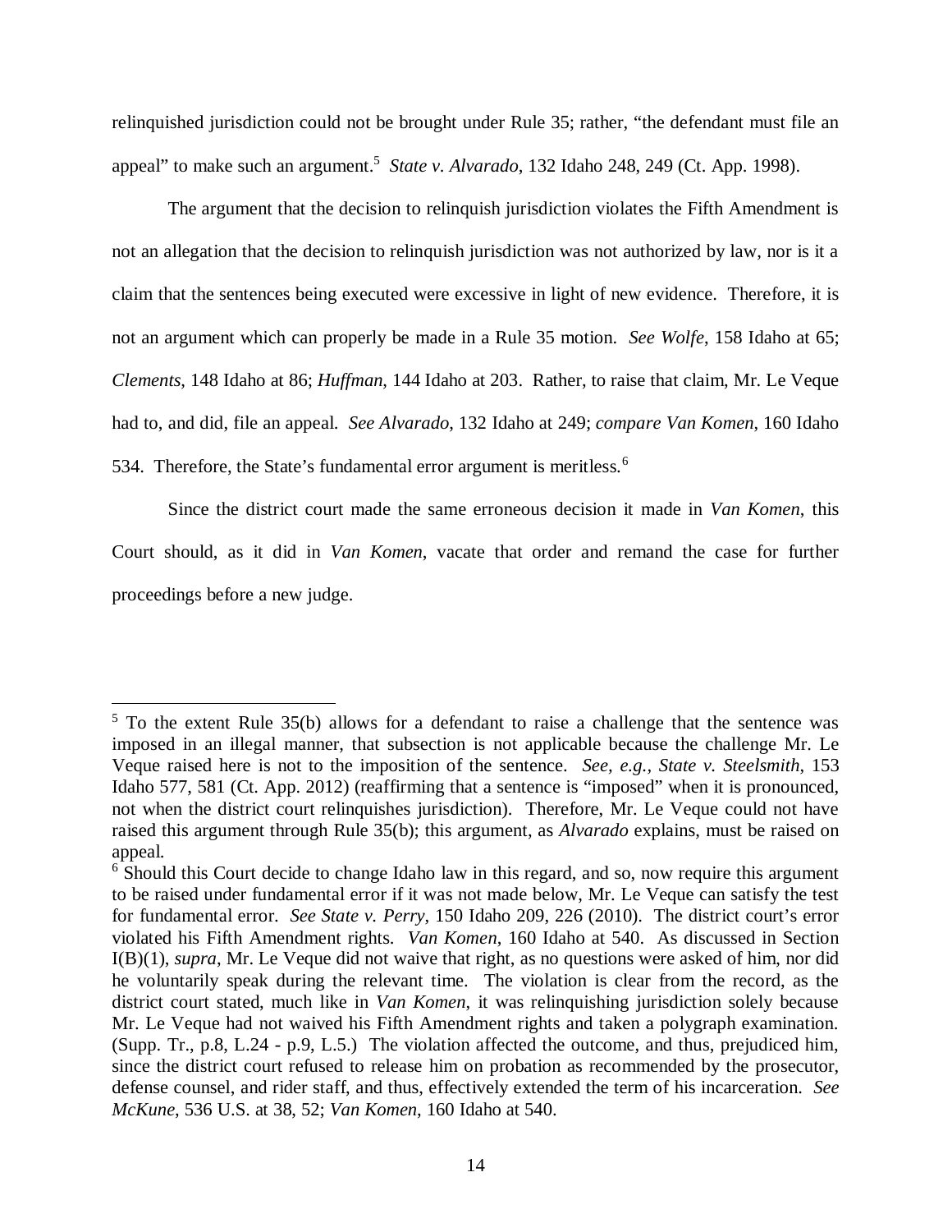relinquished jurisdiction could not be brought under Rule 35; rather, "the defendant must file an appeal" to make such an argument.[5] *State v. Alvarado*, 132 Idaho 248, 249 (Ct. App. 1998).

The argument that the decision to relinquish jurisdiction violates the Fifth Amendment is not an allegation that the decision to relinquish jurisdiction was not authorized by law, nor is it a claim that the sentences being executed were excessive in light of new evidence. Therefore, it is not an argument which can properly be made in a Rule 35 motion. *See Wolfe*, 158 Idaho at 65; *Clements*, 148 Idaho at 86; *Huffman*, 144 Idaho at 203. Rather, to raise that claim, Mr. Le Veque had to, and did, file an appeal. *See Alvarado*, 132 Idaho at 249; *compare Van Komen*, 160 Idaho 534. Therefore, the State's fundamental error argument is meritless.[6]

Since the district court made the same erroneous decision it made in *Van Komen*, this Court should, as it did in *Van Komen*, vacate that order and remand the case for further proceedings before a new judge.

---

[5] To the extent Rule 35(b) allows for a defendant to raise a challenge that the sentence was imposed in an illegal manner, that subsection is not applicable because the challenge Mr. Le Veque raised here is not to the imposition of the sentence. *See, e.g., State v. Steelsmith*, 153 Idaho 577, 581 (Ct. App. 2012) (reaffirming that a sentence is "imposed" when it is pronounced, not when the district court relinquishes jurisdiction). Therefore, Mr. Le Veque could not have raised this argument through Rule 35(b); this argument, as *Alvarado* explains, must be raised on appeal.

[6] Should this Court decide to change Idaho law in this regard, and so, now require this argument to be raised under fundamental error if it was not made below, Mr. Le Veque can satisfy the test for fundamental error. *See State v. Perry*, 150 Idaho 209, 226 (2010). The district court's error violated his Fifth Amendment rights. *Van Komen*, 160 Idaho at 540. As discussed in Section I(B)(1), *supra*, Mr. Le Veque did not waive that right, as no questions were asked of him, nor did he voluntarily speak during the relevant time. The violation is clear from the record, as the district court stated, much like in *Van Komen*, it was relinquishing jurisdiction solely because Mr. Le Veque had not waived his Fifth Amendment rights and taken a polygraph examination. (Supp. Tr., p.8, L.24 - p.9, L.5.) The violation affected the outcome, and thus, prejudiced him, since the district court refused to release him on probation as recommended by the prosecutor, defense counsel, and rider staff, and thus, effectively extended the term of his incarceration. *See McKune*, 536 U.S. at 38, 52; *Van Komen*, 160 Idaho at 540.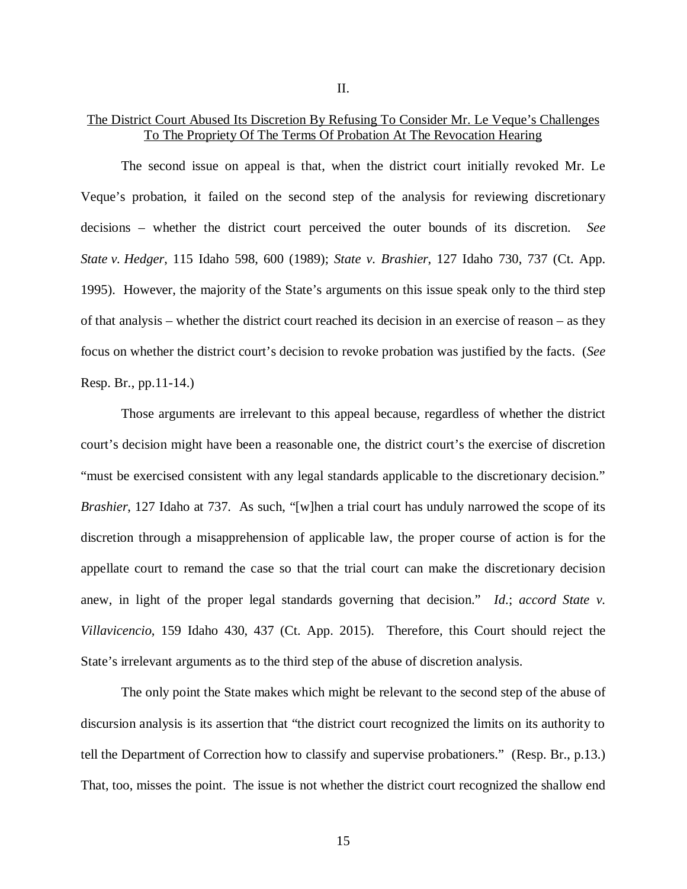II.

<u>The District Court Abused Its Discretion By Refusing To Consider Mr. Le Veque's Challenges To The Propriety Of The Terms Of Probation At The Revocation Hearing</u>

The second issue on appeal is that, when the district court initially revoked Mr. Le Veque's probation, it failed on the second step of the analysis for reviewing discretionary decisions – whether the district court perceived the outer bounds of its discretion. *See State v. Hedger*, 115 Idaho 598, 600 (1989); *State v. Brashier*, 127 Idaho 730, 737 (Ct. App. 1995). However, the majority of the State's arguments on this issue speak only to the third step of that analysis – whether the district court reached its decision in an exercise of reason – as they focus on whether the district court's decision to revoke probation was justified by the facts. (*See* Resp. Br., pp.11-14.)

Those arguments are irrelevant to this appeal because, regardless of whether the district court's decision might have been a reasonable one, the district court's the exercise of discretion "must be exercised consistent with any legal standards applicable to the discretionary decision." *Brashier*, 127 Idaho at 737. As such, "[w]hen a trial court has unduly narrowed the scope of its discretion through a misapprehension of applicable law, the proper course of action is for the appellate court to remand the case so that the trial court can make the discretionary decision anew, in light of the proper legal standards governing that decision." *Id.*; *accord State v. Villavicencio*, 159 Idaho 430, 437 (Ct. App. 2015). Therefore, this Court should reject the State's irrelevant arguments as to the third step of the abuse of discretion analysis.

The only point the State makes which might be relevant to the second step of the abuse of discursion analysis is its assertion that "the district court recognized the limits on its authority to tell the Department of Correction how to classify and supervise probationers." (Resp. Br., p.13.) That, too, misses the point. The issue is not whether the district court recognized the shallow end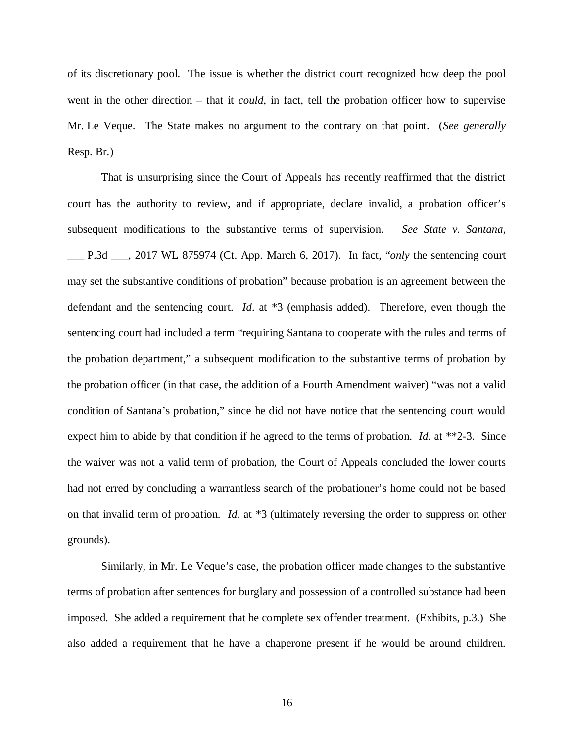of its discretionary pool. The issue is whether the district court recognized how deep the pool went in the other direction – that it *could*, in fact, tell the probation officer how to supervise Mr. Le Veque. The State makes no argument to the contrary on that point. (*See generally* Resp. Br.)

That is unsurprising since the Court of Appeals has recently reaffirmed that the district court has the authority to review, and if appropriate, declare invalid, a probation officer's subsequent modifications to the substantive terms of supervision. *See State v. Santana*, ___ P.3d ___, 2017 WL 875974 (Ct. App. March 6, 2017). In fact, "*only* the sentencing court may set the substantive conditions of probation" because probation is an agreement between the defendant and the sentencing court. *Id*. at *3 (emphasis added). Therefore, even though the sentencing court had included a term "requiring Santana to cooperate with the rules and terms of the probation department," a subsequent modification to the substantive terms of probation by the probation officer (in that case, the addition of a Fourth Amendment waiver) "was not a valid condition of Santana's probation," since he did not have notice that the sentencing court would expect him to abide by that condition if he agreed to the terms of probation. *Id*. at **2-3. Since the waiver was not a valid term of probation, the Court of Appeals concluded the lower courts had not erred by concluding a warrantless search of the probationer's home could not be based on that invalid term of probation. *Id*. at *3 (ultimately reversing the order to suppress on other grounds).

Similarly, in Mr. Le Veque's case, the probation officer made changes to the substantive terms of probation after sentences for burglary and possession of a controlled substance had been imposed. She added a requirement that he complete sex offender treatment. (Exhibits, p.3.) She also added a requirement that he have a chaperone present if he would be around children.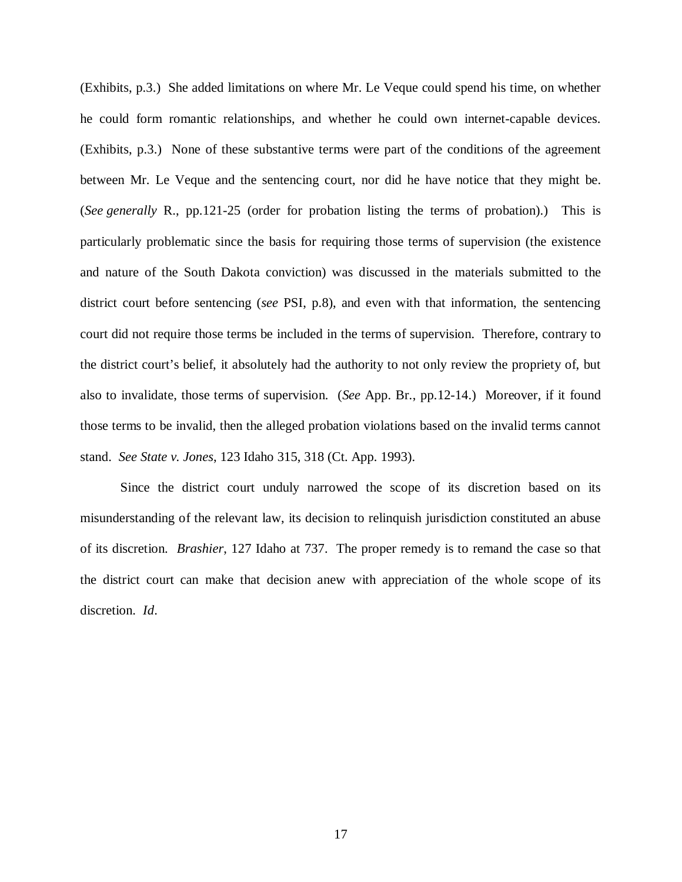(Exhibits, p.3.) She added limitations on where Mr. Le Veque could spend his time, on whether he could form romantic relationships, and whether he could own internet-capable devices. (Exhibits, p.3.) None of these substantive terms were part of the conditions of the agreement between Mr. Le Veque and the sentencing court, nor did he have notice that they might be. (*See generally* R., pp.121-25 (order for probation listing the terms of probation).) This is particularly problematic since the basis for requiring those terms of supervision (the existence and nature of the South Dakota conviction) was discussed in the materials submitted to the district court before sentencing (*see* PSI, p.8), and even with that information, the sentencing court did not require those terms be included in the terms of supervision. Therefore, contrary to the district court's belief, it absolutely had the authority to not only review the propriety of, but also to invalidate, those terms of supervision. (*See* App. Br., pp.12-14.) Moreover, if it found those terms to be invalid, then the alleged probation violations based on the invalid terms cannot stand. *See State v. Jones*, 123 Idaho 315, 318 (Ct. App. 1993).

Since the district court unduly narrowed the scope of its discretion based on its misunderstanding of the relevant law, its decision to relinquish jurisdiction constituted an abuse of its discretion. *Brashier*, 127 Idaho at 737. The proper remedy is to remand the case so that the district court can make that decision anew with appreciation of the whole scope of its discretion. *Id*.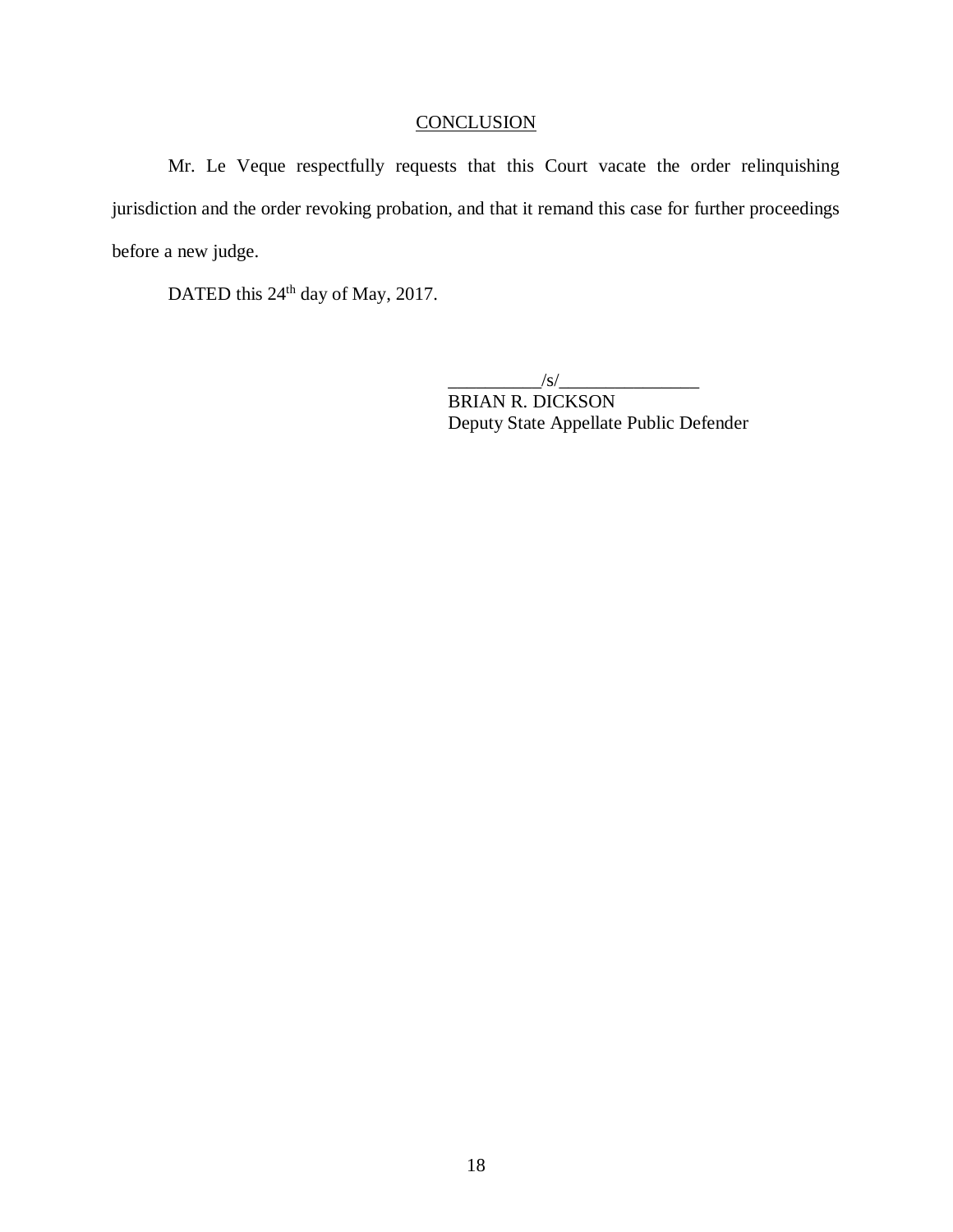## CONCLUSION

Mr. Le Veque respectfully requests that this Court vacate the order relinquishing jurisdiction and the order revoking probation, and that it remand this case for further proceedings before a new judge.

DATED this 24th day of May, 2017.

__________/s/_______________
BRIAN R. DICKSON
Deputy State Appellate Public Defender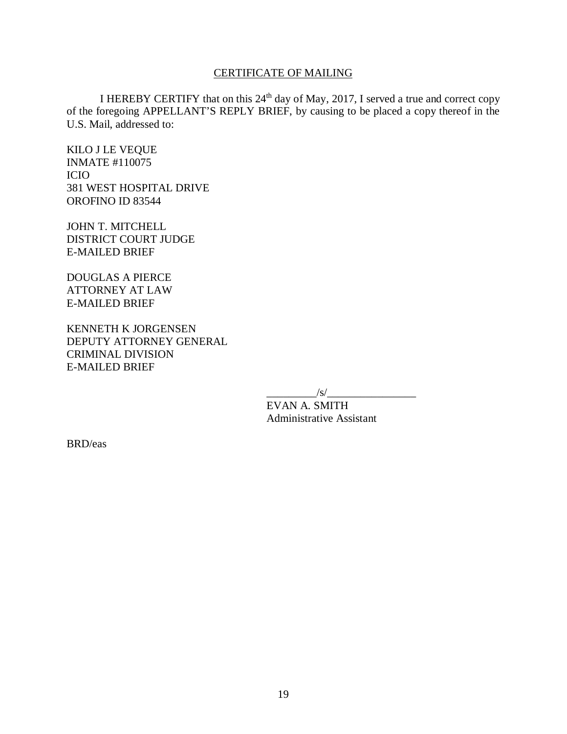## CERTIFICATE OF MAILING

I HEREBY CERTIFY that on this 24th day of May, 2017, I served a true and correct copy of the foregoing APPELLANT'S REPLY BRIEF, by causing to be placed a copy thereof in the U.S. Mail, addressed to:

KILO J LE VEQUE
INMATE #110075
ICIO
381 WEST HOSPITAL DRIVE
OROFINO ID 83544

JOHN T. MITCHELL
DISTRICT COURT JUDGE
E-MAILED BRIEF

DOUGLAS A PIERCE
ATTORNEY AT LAW
E-MAILED BRIEF

KENNETH K JORGENSEN
DEPUTY ATTORNEY GENERAL
CRIMINAL DIVISION
E-MAILED BRIEF

_________/s/________________
EVAN A. SMITH
Administrative Assistant

BRD/eas